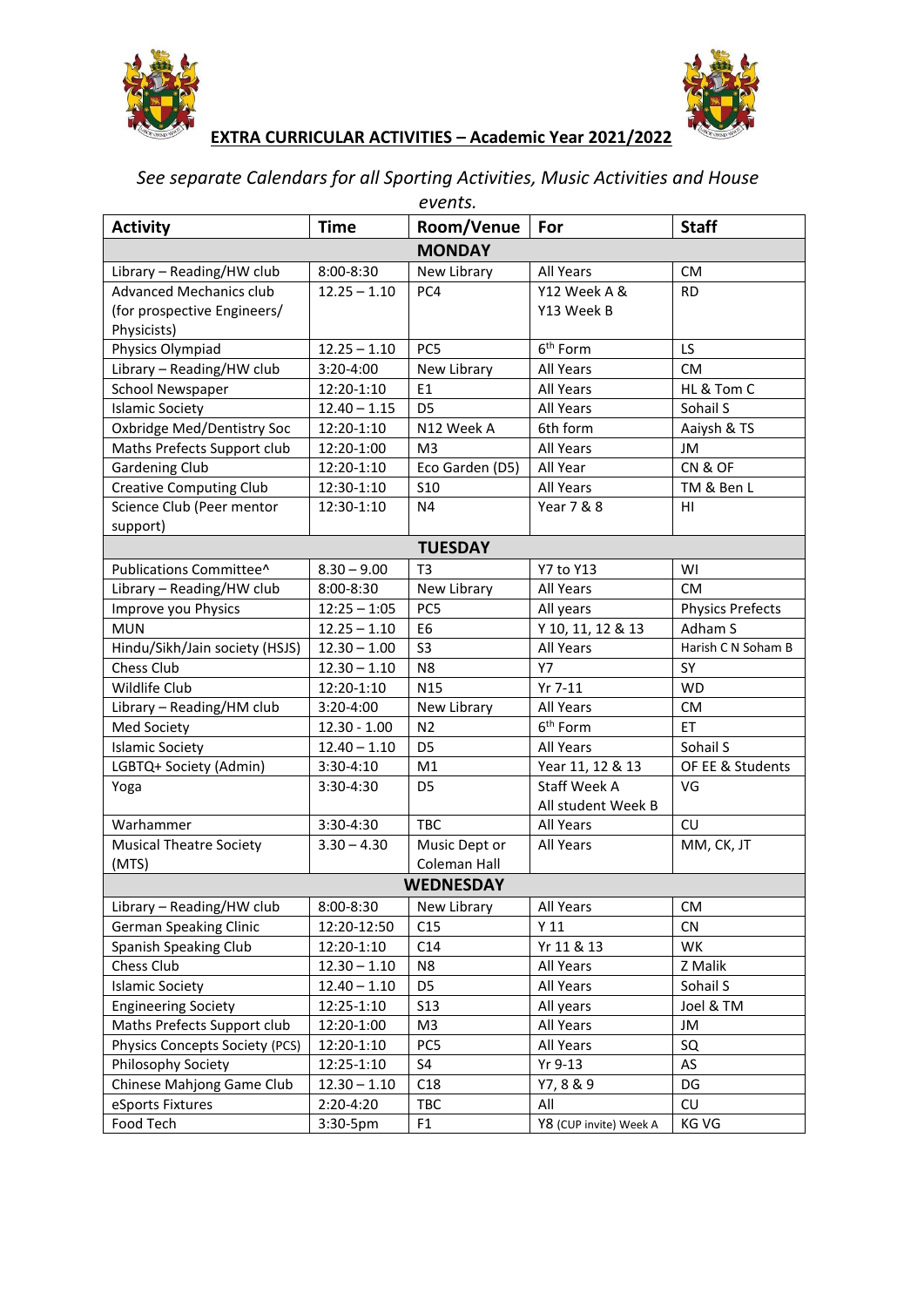## EXTRA CURRICULAR ACTIVITIES – Academic Year 2021/2022

*See separate Calendars for all Sporting Activities, Music Activities and House events.*

| Activity | Time | Room/Venue | For | Staff |
|---|---|---|---|---|
| **MONDAY** | | | | |
| Library – Reading/HW club | 8:00-8:30 | New Library | All Years | CM |
| Advanced Mechanics club (for prospective Engineers/ Physicists) | 12.25 – 1.10 | PC4 | Y12 Week A & Y13 Week B | RD |
| Physics Olympiad | 12.25 – 1.10 | PC5 | 6th Form | LS |
| Library – Reading/HW club | 3:20-4:00 | New Library | All Years | CM |
| School Newspaper | 12:20-1:10 | E1 | All Years | HL & Tom C |
| Islamic Society | 12.40 – 1.15 | D5 | All Years | Sohail S |
| Oxbridge Med/Dentistry Soc | 12:20-1:10 | N12 Week A | 6th form | Aaiysh & TS |
| Maths Prefects Support club | 12:20-1:00 | M3 | All Years | JM |
| Gardening Club | 12:20-1:10 | Eco Garden (D5) | All Year | CN & OF |
| Creative Computing Club | 12:30-1:10 | S10 | All Years | TM & Ben L |
| Science Club (Peer mentor support) | 12:30-1:10 | N4 | Year 7 & 8 | HI |
| **TUESDAY** | | | | |
| Publications Committee^ | 8.30 – 9.00 | T3 | Y7 to Y13 | WI |
| Library – Reading/HW club | 8:00-8:30 | New Library | All Years | CM |
| Improve you Physics | 12:25 – 1:05 | PC5 | All years | Physics Prefects |
| MUN | 12.25 – 1.10 | E6 | Y 10, 11, 12 & 13 | Adham S |
| Hindu/Sikh/Jain society (HSJS) | 12.30 – 1.00 | S3 | All Years | Harish C N Soham B |
| Chess Club | 12.30 – 1.10 | N8 | Y7 | SY |
| Wildlife Club | 12:20-1:10 | N15 | Yr 7-11 | WD |
| Library – Reading/HM club | 3:20-4:00 | New Library | All Years | CM |
| Med Society | 12.30 - 1.00 | N2 | 6th Form | ET |
| Islamic Society | 12.40 – 1.10 | D5 | All Years | Sohail S |
| LGBTQ+ Society (Admin) | 3:30-4:10 | M1 | Year 11, 12 & 13 | OF EE & Students |
| Yoga | 3:30-4:30 | D5 | Staff Week A All student Week B | VG |
| Warhammer | 3:30-4:30 | TBC | All Years | CU |
| Musical Theatre Society (MTS) | 3.30 – 4.30 | Music Dept or Coleman Hall | All Years | MM, CK, JT |
| **WEDNESDAY** | | | | |
| Library – Reading/HW club | 8:00-8:30 | New Library | All Years | CM |
| German Speaking Clinic | 12:20-12:50 | C15 | Y 11 | CN |
| Spanish Speaking Club | 12:20-1:10 | C14 | Yr 11 & 13 | WK |
| Chess Club | 12.30 – 1.10 | N8 | All Years | Z Malik |
| Islamic Society | 12.40 – 1.10 | D5 | All Years | Sohail S |
| Engineering Society | 12:25-1:10 | S13 | All years | Joel & TM |
| Maths Prefects Support club | 12:20-1:00 | M3 | All Years | JM |
| Physics Concepts Society (PCS) | 12:20-1:10 | PC5 | All Years | SQ |
| Philosophy Society | 12:25-1:10 | S4 | Yr 9-13 | AS |
| Chinese Mahjong Game Club | 12.30 – 1.10 | C18 | Y7, 8 & 9 | DG |
| eSports Fixtures | 2:20-4:20 | TBC | All | CU |
| Food Tech | 3:30-5pm | F1 | Y8 (CUP invite) Week A | KG VG |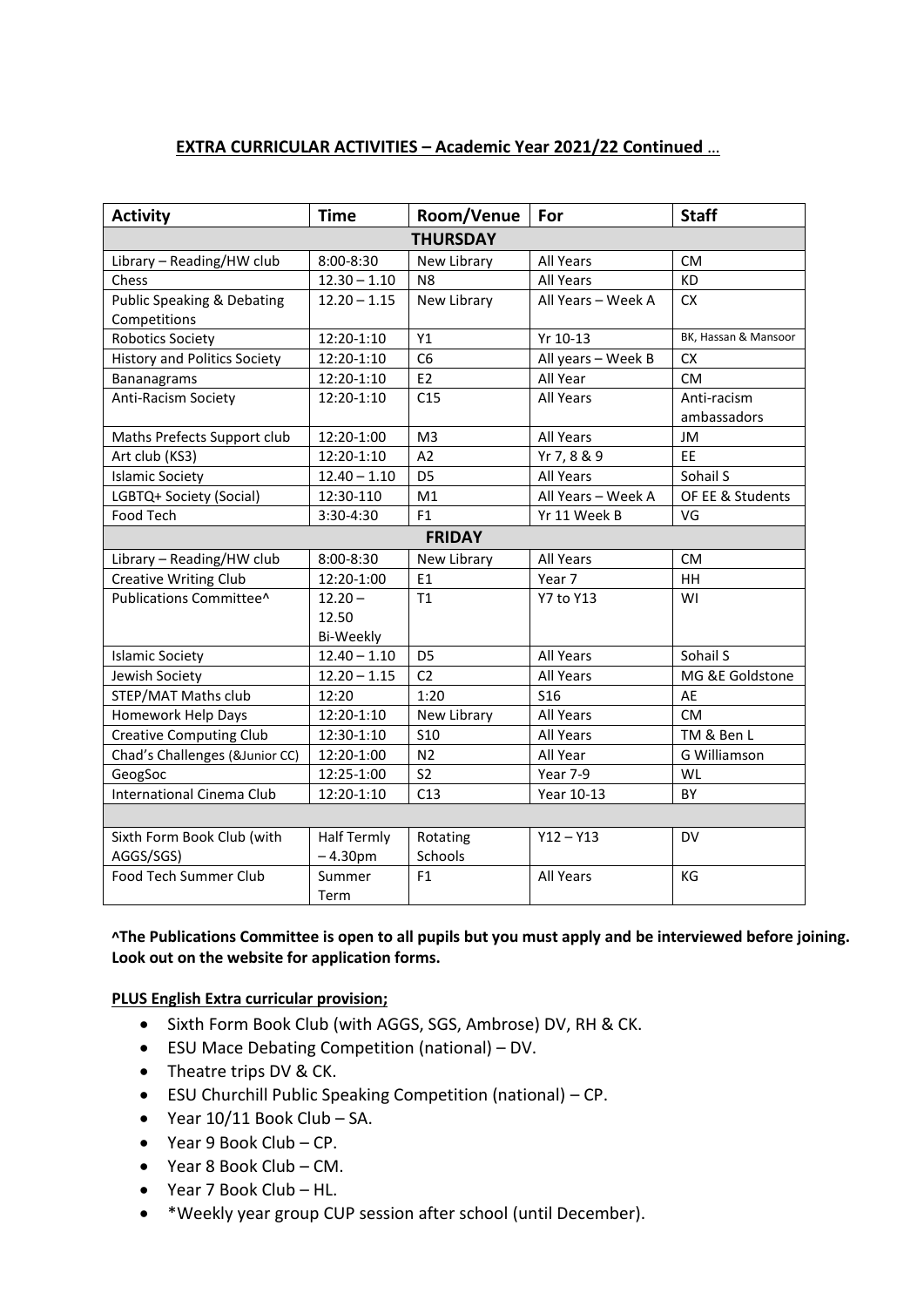## **EXTRA CURRICULAR ACTIVITIES – Academic Year 2021/22 Continued** …

| Activity | Time | Room/Venue | For | Staff |
|---|---|---|---|---|
| **THURSDAY** | | | | |
| Library – Reading/HW club | 8:00-8:30 | New Library | All Years | CM |
| Chess | 12.30 – 1.10 | N8 | All Years | KD |
| Public Speaking & Debating Competitions | 12.20 – 1.15 | New Library | All Years – Week A | CX |
| Robotics Society | 12:20-1:10 | Y1 | Yr 10-13 | BK, Hassan & Mansoor |
| History and Politics Society | 12:20-1:10 | C6 | All years – Week B | CX |
| Bananagrams | 12:20-1:10 | E2 | All Year | CM |
| Anti-Racism Society | 12:20-1:10 | C15 | All Years | Anti-racism ambassadors |
| Maths Prefects Support club | 12:20-1:00 | M3 | All Years | JM |
| Art club (KS3) | 12:20-1:10 | A2 | Yr 7, 8 & 9 | EE |
| Islamic Society | 12.40 – 1.10 | D5 | All Years | Sohail S |
| LGBTQ+ Society (Social) | 12:30-110 | M1 | All Years – Week A | OF EE & Students |
| Food Tech | 3:30-4:30 | F1 | Yr 11 Week B | VG |
| **FRIDAY** | | | | |
| Library – Reading/HW club | 8:00-8:30 | New Library | All Years | CM |
| Creative Writing Club | 12:20-1:00 | E1 | Year 7 | HH |
| Publications Committee^ | 12.20 – 12.50 Bi-Weekly | T1 | Y7 to Y13 | WI |
| Islamic Society | 12.40 – 1.10 | D5 | All Years | Sohail S |
| Jewish Society | 12.20 – 1.15 | C2 | All Years | MG &E Goldstone |
| STEP/MAT Maths club | 12:20 | 1:20 | S16 | AE |
| Homework Help Days | 12:20-1:10 | New Library | All Years | CM |
| Creative Computing Club | 12:30-1:10 | S10 | All Years | TM & Ben L |
| Chad's Challenges (&Junior CC) | 12:20-1:00 | N2 | All Year | G Williamson |
| GeogSoc | 12:25-1:00 | S2 | Year 7-9 | WL |
| International Cinema Club | 12:20-1:10 | C13 | Year 10-13 | BY |
| | | | | |
| Sixth Form Book Club (with AGGS/SGS) | Half Termly – 4.30pm | Rotating Schools | Y12 – Y13 | DV |
| Food Tech Summer Club | Summer Term | F1 | All Years | KG |

**^The Publications Committee is open to all pupils but you must apply and be interviewed before joining. Look out on the website for application forms.**

**PLUS English Extra curricular provision;**

- Sixth Form Book Club (with AGGS, SGS, Ambrose) DV, RH & CK.
- ESU Mace Debating Competition (national) – DV.
- Theatre trips DV & CK.
- ESU Churchill Public Speaking Competition (national) – CP.
- Year 10/11 Book Club – SA.
- Year 9 Book Club – CP.
- Year 8 Book Club – CM.
- Year 7 Book Club – HL.
- *Weekly year group CUP session after school (until December).